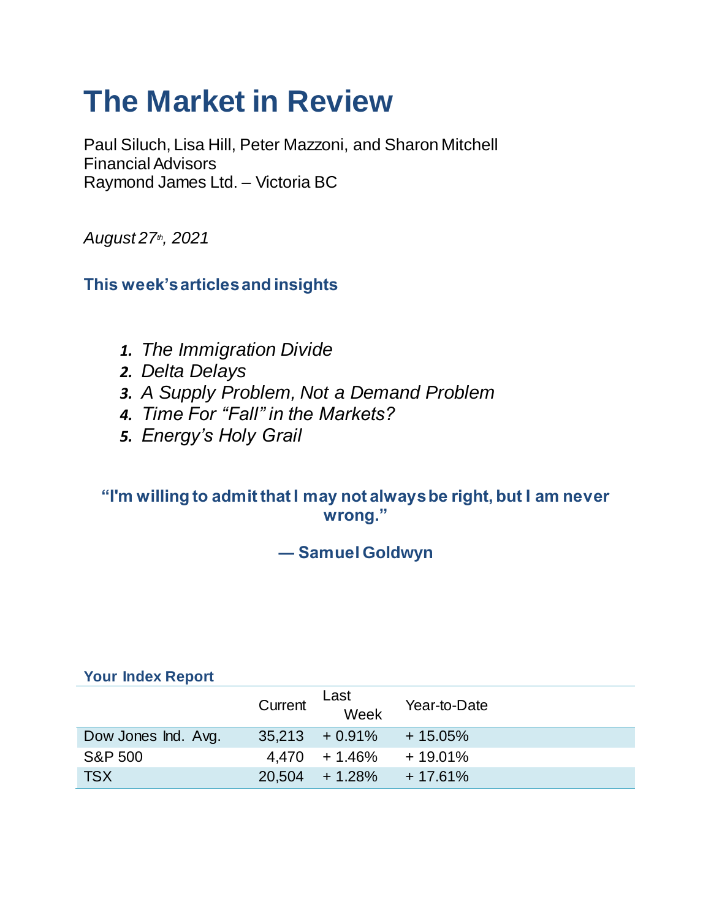# The Market in Review

Paul Siluch, Lisa Hill, Peter Mazzoni, and Sharon Mitchell
Financial Advisors
Raymond James Ltd. – Victoria BC

*August 27th, 2021*

### This week's articles and insights

1. *The Immigration Divide*
2. *Delta Delays*
3. *A Supply Problem, Not a Demand Problem*
4. *Time For "Fall" in the Markets?*
5. *Energy's Holy Grail*

**"I'm willing to admit that I may not always be right, but I am never wrong."**

**— Samuel Goldwyn**

### Your Index Report

| | Current | Last Week | Year-to-Date |
|---|---|---|---|
| Dow Jones Ind. Avg. | 35,213 | + 0.91% | + 15.05% |
| S&P 500 | 4,470 | + 1.46% | + 19.01% |
| TSX | 20,504 | + 1.28% | + 17.61% |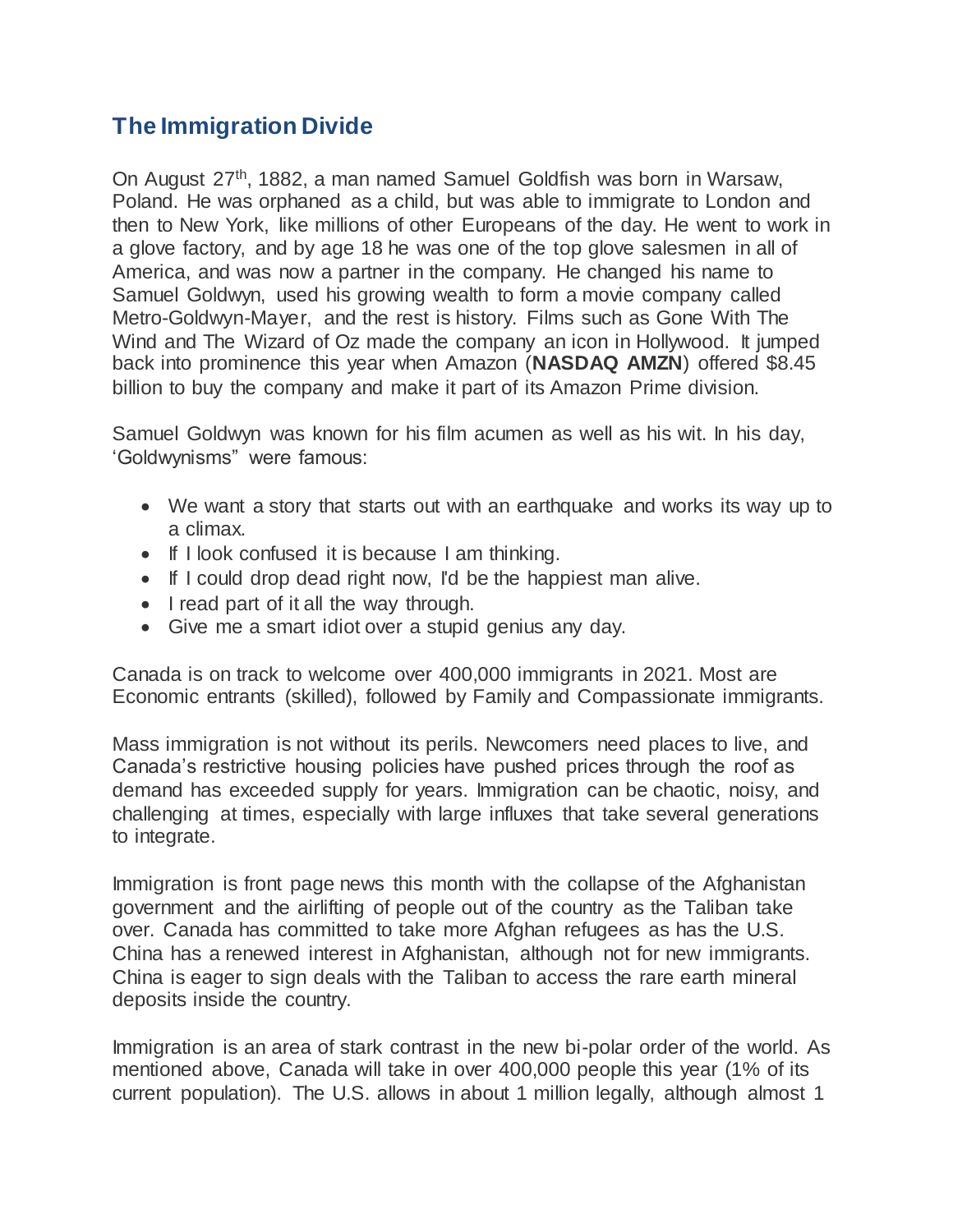## The Immigration Divide

On August 27th, 1882, a man named Samuel Goldfish was born in Warsaw, Poland. He was orphaned as a child, but was able to immigrate to London and then to New York, like millions of other Europeans of the day. He went to work in a glove factory, and by age 18 he was one of the top glove salesmen in all of America, and was now a partner in the company. He changed his name to Samuel Goldwyn, used his growing wealth to form a movie company called Metro-Goldwyn-Mayer, and the rest is history. Films such as Gone With The Wind and The Wizard of Oz made the company an icon in Hollywood. It jumped back into prominence this year when Amazon (**NASDAQ AMZN**) offered $8.45 billion to buy the company and make it part of its Amazon Prime division.

Samuel Goldwyn was known for his film acumen as well as his wit. In his day, 'Goldwynisms" were famous:

- We want a story that starts out with an earthquake and works its way up to a climax.
- If I look confused it is because I am thinking.
- If I could drop dead right now, I'd be the happiest man alive.
- I read part of it all the way through.
- Give me a smart idiot over a stupid genius any day.

Canada is on track to welcome over 400,000 immigrants in 2021. Most are Economic entrants (skilled), followed by Family and Compassionate immigrants.

Mass immigration is not without its perils. Newcomers need places to live, and Canada's restrictive housing policies have pushed prices through the roof as demand has exceeded supply for years. Immigration can be chaotic, noisy, and challenging at times, especially with large influxes that take several generations to integrate.

Immigration is front page news this month with the collapse of the Afghanistan government and the airlifting of people out of the country as the Taliban take over. Canada has committed to take more Afghan refugees as has the U.S. China has a renewed interest in Afghanistan, although not for new immigrants. China is eager to sign deals with the Taliban to access the rare earth mineral deposits inside the country.

Immigration is an area of stark contrast in the new bi-polar order of the world. As mentioned above, Canada will take in over 400,000 people this year (1% of its current population). The U.S. allows in about 1 million legally, although almost 1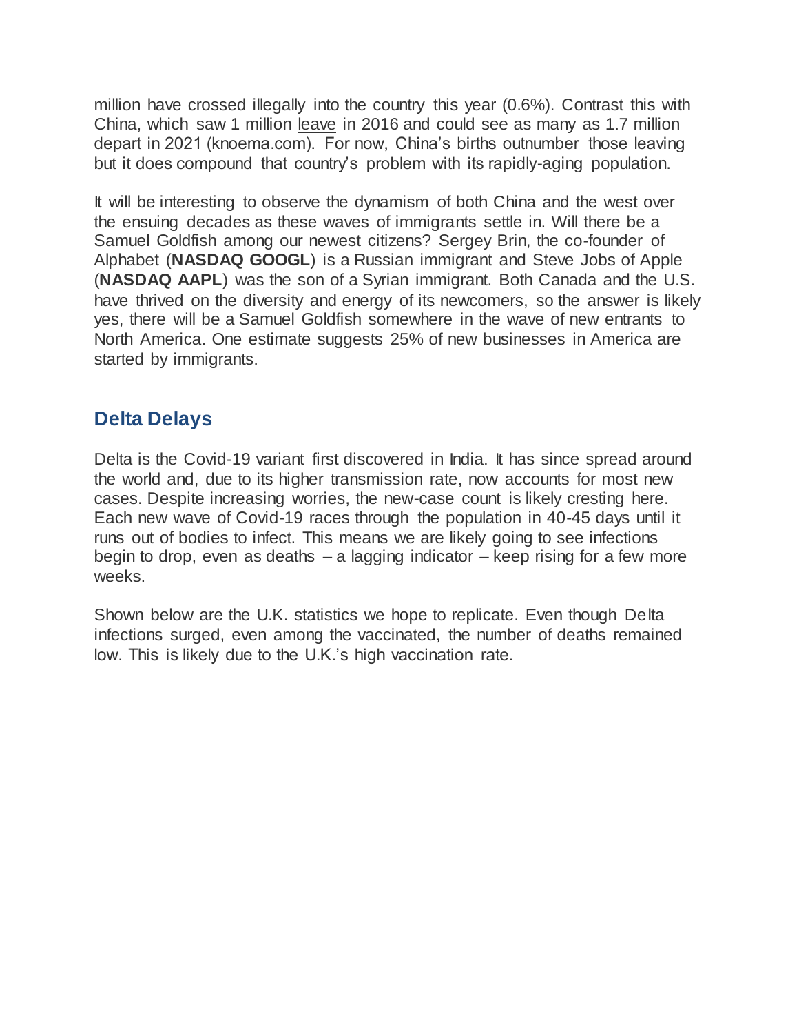million have crossed illegally into the country this year (0.6%). Contrast this with China, which saw 1 million leave in 2016 and could see as many as 1.7 million depart in 2021 (knoema.com). For now, China's births outnumber those leaving but it does compound that country's problem with its rapidly-aging population.

It will be interesting to observe the dynamism of both China and the west over the ensuing decades as these waves of immigrants settle in. Will there be a Samuel Goldfish among our newest citizens? Sergey Brin, the co-founder of Alphabet (**NASDAQ GOOGL**) is a Russian immigrant and Steve Jobs of Apple (**NASDAQ AAPL**) was the son of a Syrian immigrant. Both Canada and the U.S. have thrived on the diversity and energy of its newcomers, so the answer is likely yes, there will be a Samuel Goldfish somewhere in the wave of new entrants to North America. One estimate suggests 25% of new businesses in America are started by immigrants.

## Delta Delays

Delta is the Covid-19 variant first discovered in India. It has since spread around the world and, due to its higher transmission rate, now accounts for most new cases. Despite increasing worries, the new-case count is likely cresting here. Each new wave of Covid-19 races through the population in 40-45 days until it runs out of bodies to infect. This means we are likely going to see infections begin to drop, even as deaths – a lagging indicator – keep rising for a few more weeks.

Shown below are the U.K. statistics we hope to replicate. Even though Delta infections surged, even among the vaccinated, the number of deaths remained low. This is likely due to the U.K.'s high vaccination rate.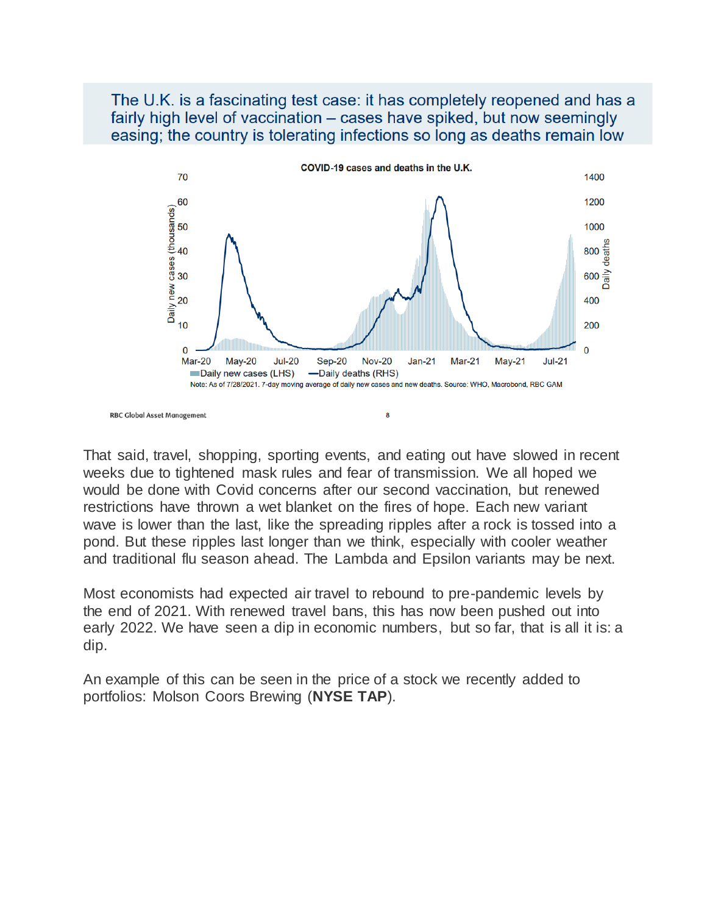The U.K. is a fascinating test case: it has completely reopened and has a fairly high level of vaccination – cases have spiked, but now seemingly easing; the country is tolerating infections so long as deaths remain low

**COVID-19 cases and deaths in the U.K.**

Daily new cases (LHS) — Daily deaths (RHS)

Note: As of 7/28/2021. 7-day moving average of daily new cases and new deaths. Source: WHO, Macrobond, RBC GAM

RBC Global Asset Management

That said, travel, shopping, sporting events, and eating out have slowed in recent weeks due to tightened mask rules and fear of transmission. We all hoped we would be done with Covid concerns after our second vaccination, but renewed restrictions have thrown a wet blanket on the fires of hope. Each new variant wave is lower than the last, like the spreading ripples after a rock is tossed into a pond. But these ripples last longer than we think, especially with cooler weather and traditional flu season ahead. The Lambda and Epsilon variants may be next.

Most economists had expected air travel to rebound to pre-pandemic levels by the end of 2021. With renewed travel bans, this has now been pushed out into early 2022. We have seen a dip in economic numbers, but so far, that is all it is: a dip.

An example of this can be seen in the price of a stock we recently added to portfolios: Molson Coors Brewing (**NYSE TAP**).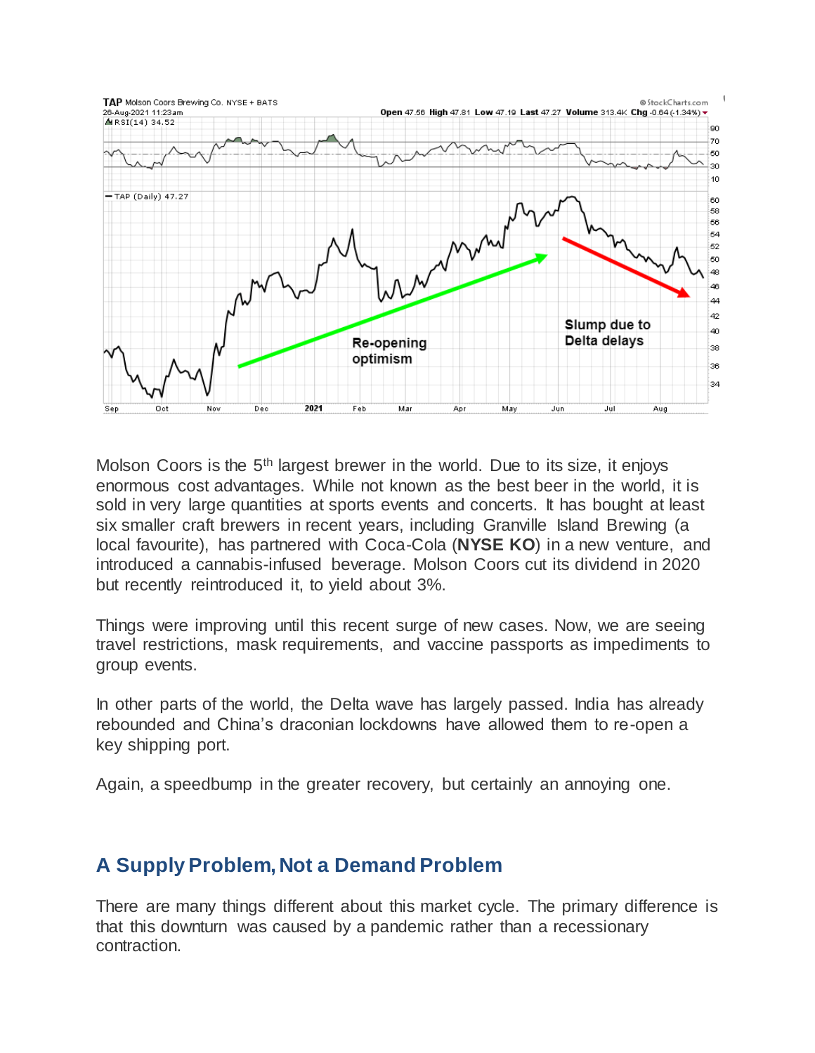Molson Coors is the 5th largest brewer in the world. Due to its size, it enjoys enormous cost advantages. While not known as the best beer in the world, it is sold in very large quantities at sports events and concerts. It has bought at least six smaller craft brewers in recent years, including Granville Island Brewing (a local favourite), has partnered with Coca-Cola (**NYSE KO**) in a new venture, and introduced a cannabis-infused beverage. Molson Coors cut its dividend in 2020 but recently reintroduced it, to yield about 3%.

Things were improving until this recent surge of new cases. Now, we are seeing travel restrictions, mask requirements, and vaccine passports as impediments to group events.

In other parts of the world, the Delta wave has largely passed. India has already rebounded and China's draconian lockdowns have allowed them to re-open a key shipping port.

Again, a speedbump in the greater recovery, but certainly an annoying one.

## A Supply Problem, Not a Demand Problem

There are many things different about this market cycle. The primary difference is that this downturn was caused by a pandemic rather than a recessionary contraction.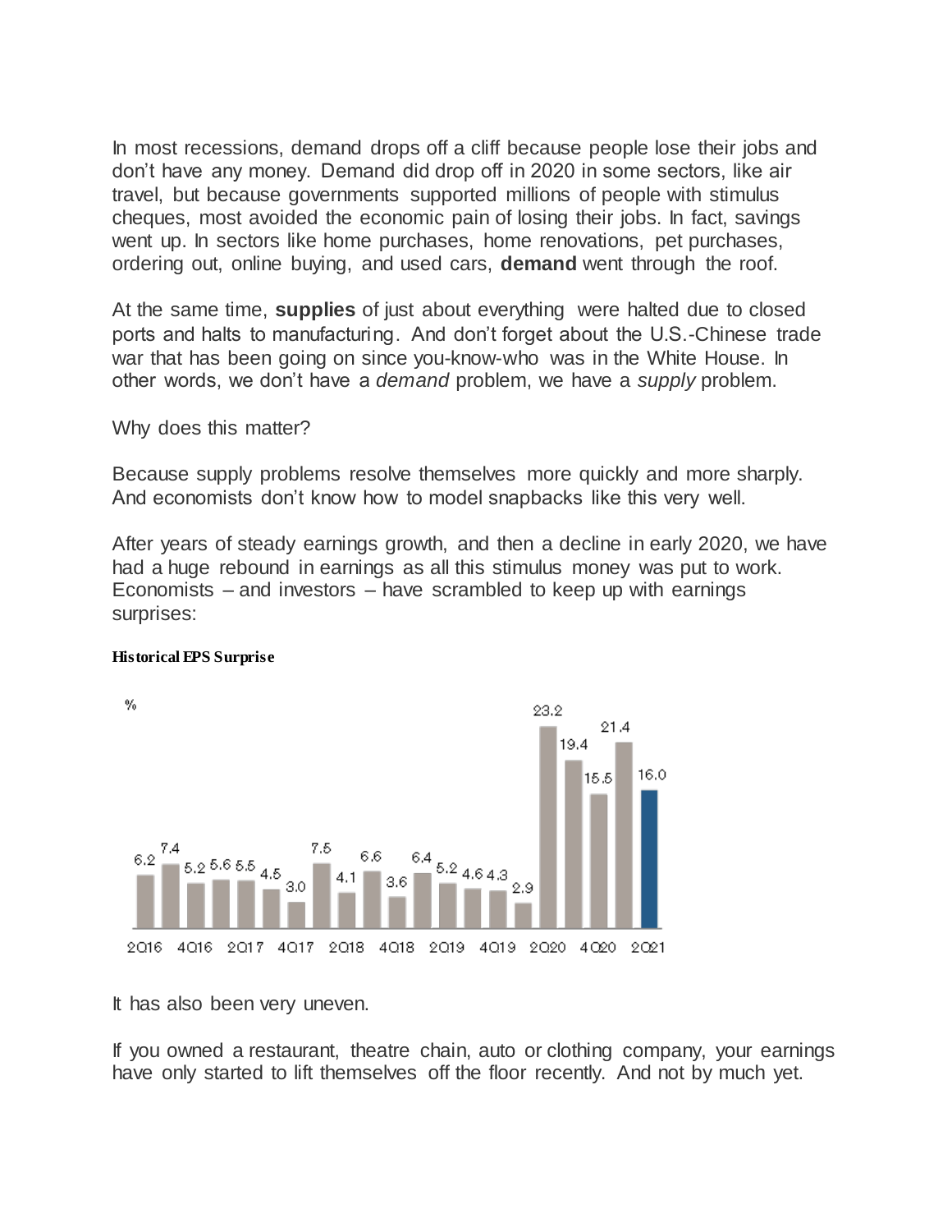In most recessions, demand drops off a cliff because people lose their jobs and don't have any money. Demand did drop off in 2020 in some sectors, like air travel, but because governments supported millions of people with stimulus cheques, most avoided the economic pain of losing their jobs. In fact, savings went up. In sectors like home purchases, home renovations, pet purchases, ordering out, online buying, and used cars, **demand** went through the roof.

At the same time, **supplies** of just about everything were halted due to closed ports and halts to manufacturing. And don't forget about the U.S.-Chinese trade war that has been going on since you-know-who was in the White House. In other words, we don't have a *demand* problem, we have a *supply* problem.

Why does this matter?

Because supply problems resolve themselves more quickly and more sharply. And economists don't know how to model snapbacks like this very well.

After years of steady earnings growth, and then a decline in early 2020, we have had a huge rebound in earnings as all this stimulus money was put to work. Economists – and investors – have scrambled to keep up with earnings surprises:

**Historical EPS Surprise**

%

| 2Q16 | | 4Q16 | | 2Q17 | | 4Q17 | | 2Q18 | | 4Q18 | | 2Q19 | | 4Q19 | | 2Q20 | | 4Q20 | | 2Q21 |
|---|---|---|---|---|---|---|---|---|---|---|---|---|---|---|---|---|---|---|---|---|
| 6.2 | 7.4 | 5.2 | 5.6 | 5.5 | 4.5 | 3.0 | 7.5 | 4.1 | 6.6 | 3.6 | 6.4 | 5.2 | 4.6 | 4.3 | 2.9 | 23.2 | 19.4 | 15.5 | 21.4 | 16.0 |

It has also been very uneven.

If you owned a restaurant, theatre chain, auto or clothing company, your earnings have only started to lift themselves off the floor recently. And not by much yet.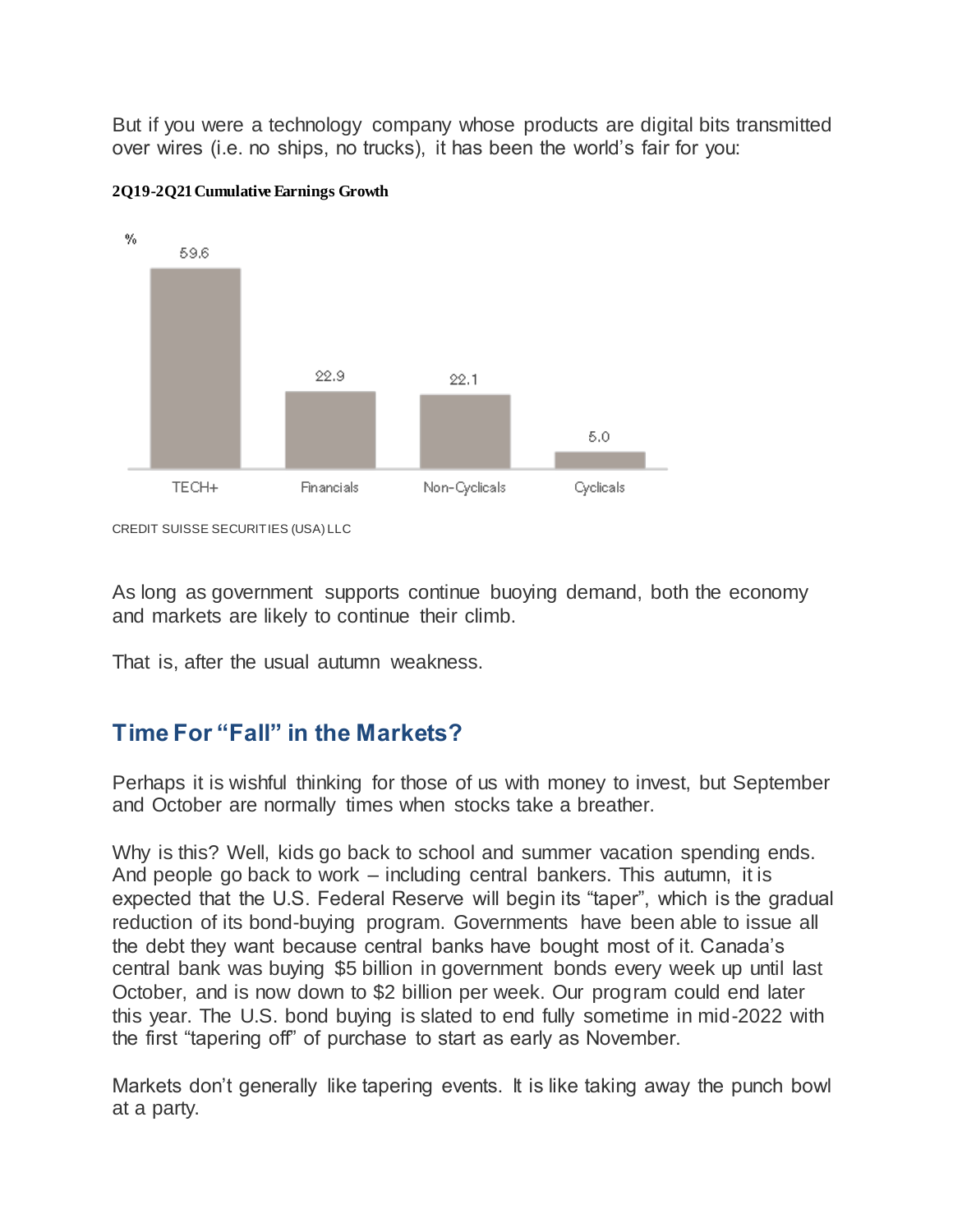But if you were a technology company whose products are digital bits transmitted over wires (i.e. no ships, no trucks), it has been the world's fair for you:

**2Q19-2Q21 Cumulative Earnings Growth**

| | TECH+ | Financials | Non-Cyclicals | Cyclicals |
|---|---|---|---|---|
| % | 59.6 | 22.9 | 22.1 | 5.0 |

CREDIT SUISSE SECURITIES (USA) LLC

As long as government supports continue buoying demand, both the economy and markets are likely to continue their climb.

That is, after the usual autumn weakness.

## Time For "Fall" in the Markets?

Perhaps it is wishful thinking for those of us with money to invest, but September and October are normally times when stocks take a breather.

Why is this? Well, kids go back to school and summer vacation spending ends. And people go back to work – including central bankers. This autumn, it is expected that the U.S. Federal Reserve will begin its "taper", which is the gradual reduction of its bond-buying program. Governments have been able to issue all the debt they want because central banks have bought most of it. Canada's central bank was buying $5 billion in government bonds every week up until last October, and is now down to $2 billion per week. Our program could end later this year. The U.S. bond buying is slated to end fully sometime in mid-2022 with the first "tapering off" of purchase to start as early as November.

Markets don't generally like tapering events. It is like taking away the punch bowl at a party.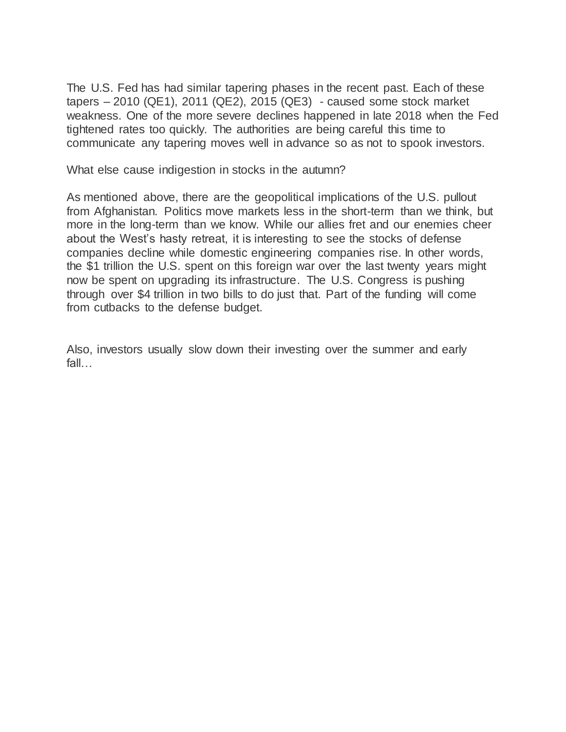The U.S. Fed has had similar tapering phases in the recent past. Each of these tapers – 2010 (QE1), 2011 (QE2), 2015 (QE3) - caused some stock market weakness. One of the more severe declines happened in late 2018 when the Fed tightened rates too quickly. The authorities are being careful this time to communicate any tapering moves well in advance so as not to spook investors.

What else cause indigestion in stocks in the autumn?

As mentioned above, there are the geopolitical implications of the U.S. pullout from Afghanistan. Politics move markets less in the short-term than we think, but more in the long-term than we know. While our allies fret and our enemies cheer about the West's hasty retreat, it is interesting to see the stocks of defense companies decline while domestic engineering companies rise. In other words, the $1 trillion the U.S. spent on this foreign war over the last twenty years might now be spent on upgrading its infrastructure. The U.S. Congress is pushing through over $4 trillion in two bills to do just that. Part of the funding will come from cutbacks to the defense budget.

Also, investors usually slow down their investing over the summer and early fall…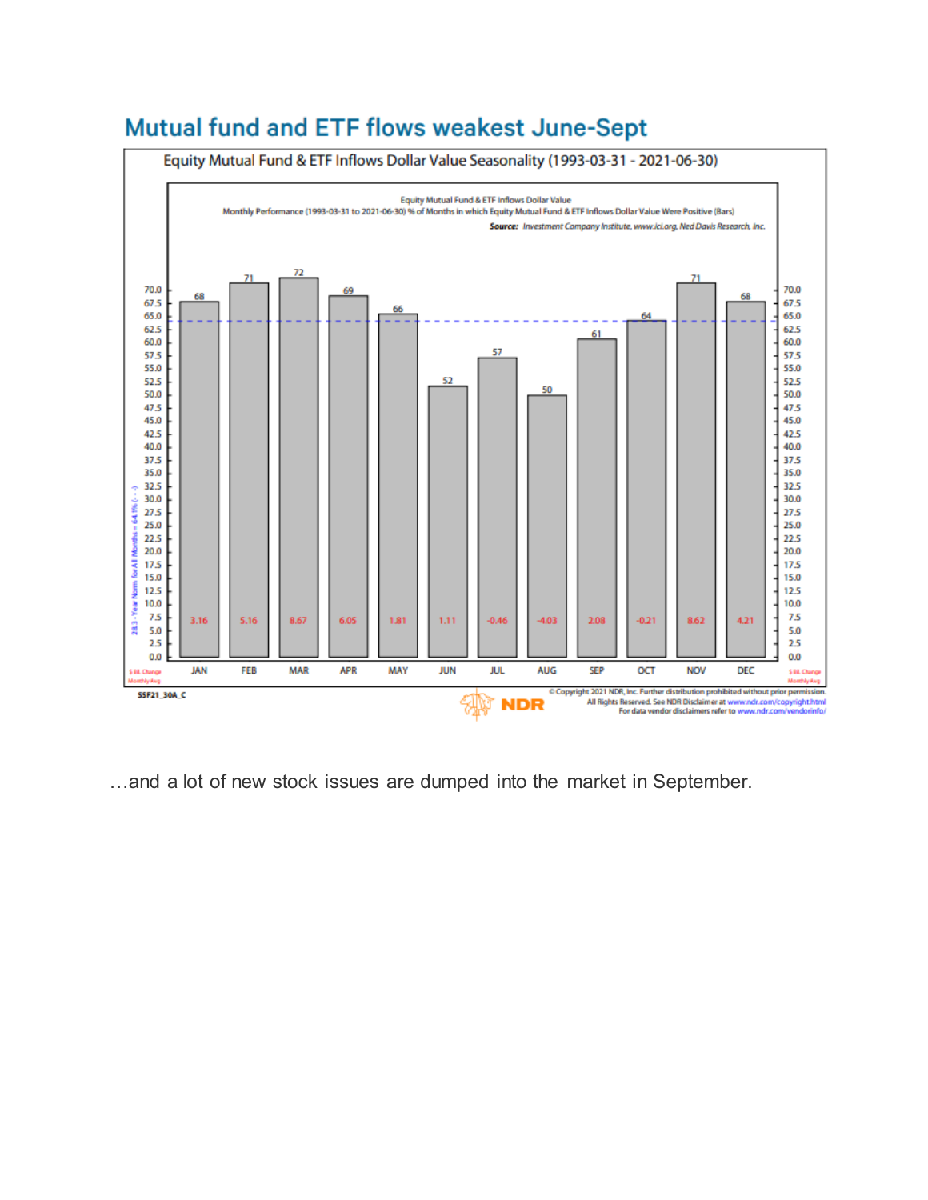## Mutual fund and ETF flows weakest June-Sept

Equity Mutual Fund & ETF Inflows Dollar Value Seasonality (1993-03-31 - 2021-06-30)

Equity Mutual Fund & ETF Inflows Dollar Value
Monthly Performance (1993-03-31 to 2021-06-30) % of Months in which Equity Mutual Fund & ETF Inflows Dollar Value Were Positive (Bars)
*Source: Investment Company Institute, www.ici.org, Ned Davis Research, Inc.*

| Month | % of Months Positive | $ Bil. Change Monthly Avg |
|---|---|---|
| JAN | 68 | 3.16 |
| FEB | 71 | 5.16 |
| MAR | 72 | 8.67 |
| APR | 69 | 6.05 |
| MAY | 66 | 1.81 |
| JUN | 52 | 1.11 |
| JUL | 57 | -0.46 |
| AUG | 50 | -4.03 |
| SEP | 61 | 2.08 |
| OCT | 64 | -0.21 |
| NOV | 71 | 8.62 |
| DEC | 68 | 4.21 |

28.3 - Year Norm for All Months = 64.1% (- - -)

SSF21_30A_C

© Copyright 2021 NDR, Inc. Further distribution prohibited without prior permission. All Rights Reserved. See NDR Disclaimer at www.ndr.com/copyright.html For data vendor disclaimers refer to www.ndr.com/vendorinfo/

…and a lot of new stock issues are dumped into the market in September.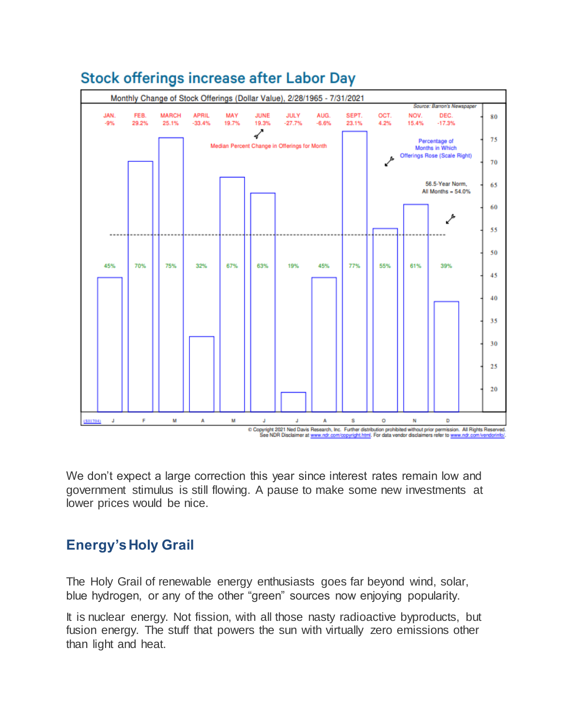## Stock offerings increase after Labor Day

Monthly Change of Stock Offerings (Dollar Value), 2/28/1965 - 7/31/2021

Source: Barron's Newspaper

Median Percent Change in Offerings for Month

Percentage of Months in Which Offerings Rose (Scale Right)

56.5-Year Norm, All Months = 54.0%

| Month | Median Percent Change in Offerings | Percentage of Months in Which Offerings Rose |
|---|---|---|
| JAN. | -9% | 45% |
| FEB. | 29.2% | 70% |
| MARCH | 25.1% | 75% |
| APRIL | -33.4% | 32% |
| MAY | 19.7% | 67% |
| JUNE | 19.3% | 63% |
| JULY | -27.7% | 19% |
| AUG. | -6.6% | 45% |
| SEPT. | 23.1% | 77% |
| OCT. | 4.2% | 55% |
| NOV. | 15.4% | 61% |
| DEC. | -17.3% | 39% |

(S01704)

© Copyright 2021 Ned Davis Research, Inc. Further distribution prohibited without prior permission. All Rights Reserved. See NDR Disclaimer at www.ndr.com/copyright.html. For data vendor disclaimers refer to www.ndr.com/vendorinfo/.

We don't expect a large correction this year since interest rates remain low and government stimulus is still flowing. A pause to make some new investments at lower prices would be nice.

## Energy's Holy Grail

The Holy Grail of renewable energy enthusiasts goes far beyond wind, solar, blue hydrogen, or any of the other "green" sources now enjoying popularity.

It is nuclear energy. Not fission, with all those nasty radioactive byproducts, but fusion energy. The stuff that powers the sun with virtually zero emissions other than light and heat.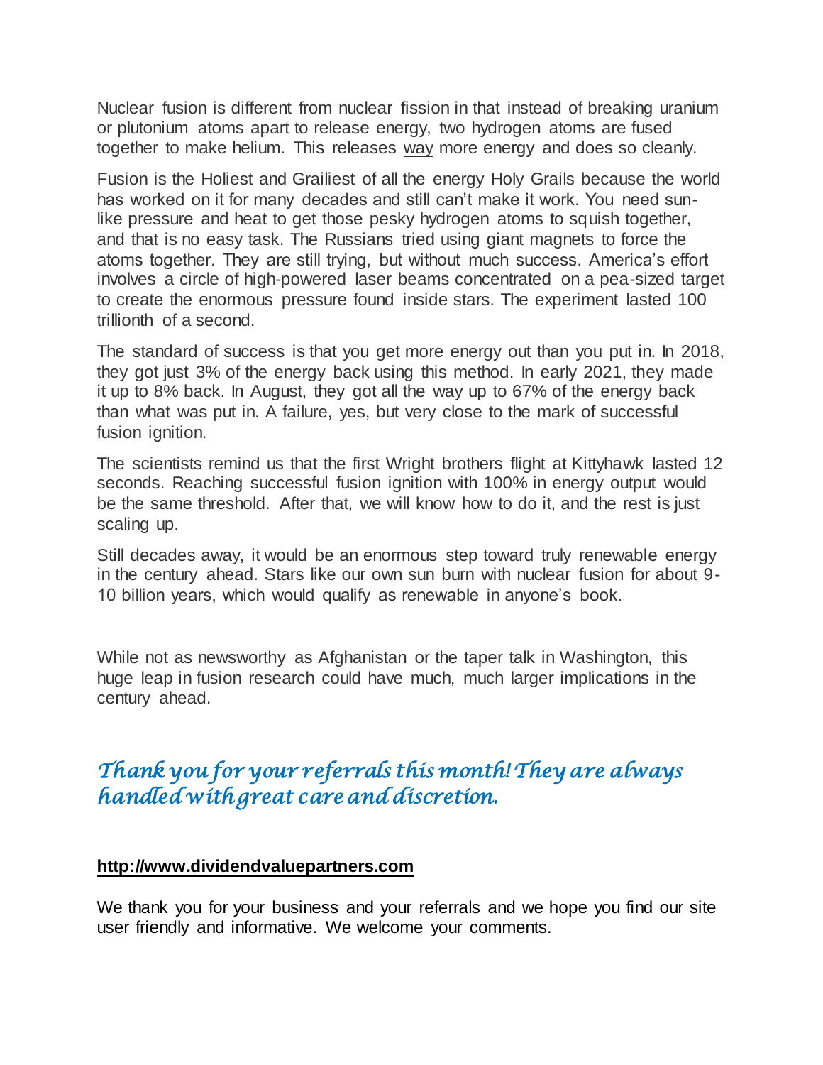Nuclear fusion is different from nuclear fission in that instead of breaking uranium or plutonium atoms apart to release energy, two hydrogen atoms are fused together to make helium. This releases <u>way</u> more energy and does so cleanly.

Fusion is the Holiest and Grailiest of all the energy Holy Grails because the world has worked on it for many decades and still can't make it work. You need sun-like pressure and heat to get those pesky hydrogen atoms to squish together, and that is no easy task. The Russians tried using giant magnets to force the atoms together. They are still trying, but without much success. America's effort involves a circle of high-powered laser beams concentrated on a pea-sized target to create the enormous pressure found inside stars. The experiment lasted 100 trillionth of a second.

The standard of success is that you get more energy out than you put in. In 2018, they got just 3% of the energy back using this method. In early 2021, they made it up to 8% back. In August, they got all the way up to 67% of the energy back than what was put in. A failure, yes, but very close to the mark of successful fusion ignition.

The scientists remind us that the first Wright brothers flight at Kittyhawk lasted 12 seconds. Reaching successful fusion ignition with 100% in energy output would be the same threshold. After that, we will know how to do it, and the rest is just scaling up.

Still decades away, it would be an enormous step toward truly renewable energy in the century ahead. Stars like our own sun burn with nuclear fusion for about 9-10 billion years, which would qualify as renewable in anyone's book.

While not as newsworthy as Afghanistan or the taper talk in Washington, this huge leap in fusion research could have much, much larger implications in the century ahead.

*Thank you for your referrals this month! They are always handled with great care and discretion.*

**<u>http://www.dividendvaluepartners.com</u>**

We thank you for your business and your referrals and we hope you find our site user friendly and informative. We welcome your comments.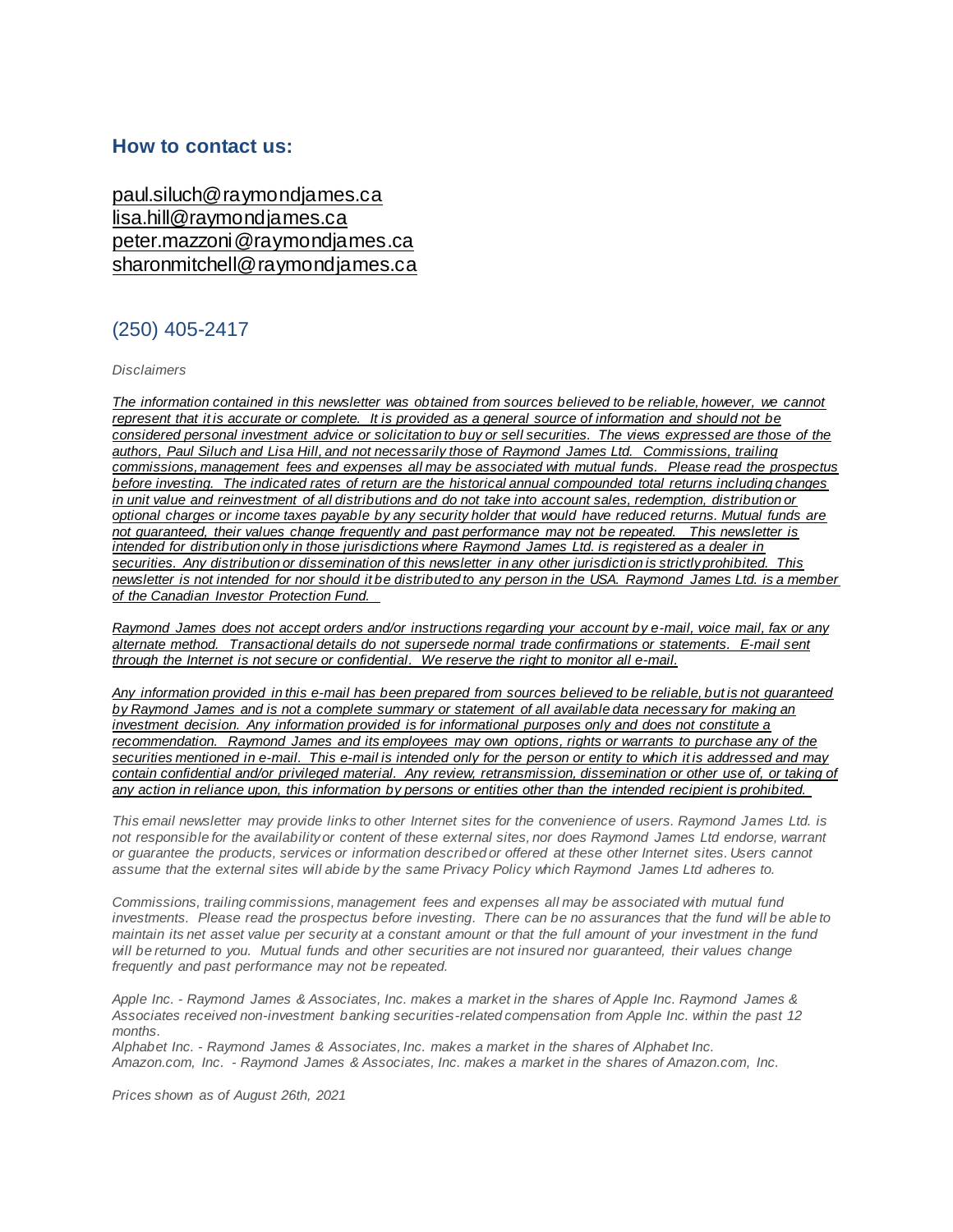## How to contact us:

paul.siluch@raymondjames.ca
lisa.hill@raymondjames.ca
peter.mazzoni@raymondjames.ca
sharonmitchell@raymondjames.ca

(250) 405-2417

*Disclaimers*

*The information contained in this newsletter was obtained from sources believed to be reliable, however, we cannot represent that it is accurate or complete. It is provided as a general source of information and should not be considered personal investment advice or solicitation to buy or sell securities. The views expressed are those of the authors, Paul Siluch and Lisa Hill, and not necessarily those of Raymond James Ltd. Commissions, trailing commissions, management fees and expenses all may be associated with mutual funds. Please read the prospectus before investing. The indicated rates of return are the historical annual compounded total returns including changes in unit value and reinvestment of all distributions and do not take into account sales, redemption, distribution or optional charges or income taxes payable by any security holder that would have reduced returns. Mutual funds are not guaranteed, their values change frequently and past performance may not be repeated. This newsletter is intended for distribution only in those jurisdictions where Raymond James Ltd. is registered as a dealer in securities. Any distribution or dissemination of this newsletter in any other jurisdiction is strictly prohibited. This newsletter is not intended for nor should it be distributed to any person in the USA. Raymond James Ltd. is a member of the Canadian Investor Protection Fund.*

*Raymond James does not accept orders and/or instructions regarding your account by e-mail, voice mail, fax or any alternate method. Transactional details do not supersede normal trade confirmations or statements. E-mail sent through the Internet is not secure or confidential. We reserve the right to monitor all e-mail.*

*Any information provided in this e-mail has been prepared from sources believed to be reliable, but is not guaranteed by Raymond James and is not a complete summary or statement of all available data necessary for making an investment decision. Any information provided is for informational purposes only and does not constitute a recommendation. Raymond James and its employees may own options, rights or warrants to purchase any of the securities mentioned in e-mail. This e-mail is intended only for the person or entity to which it is addressed and may contain confidential and/or privileged material. Any review, retransmission, dissemination or other use of, or taking of any action in reliance upon, this information by persons or entities other than the intended recipient is prohibited.*

*This email newsletter may provide links to other Internet sites for the convenience of users. Raymond James Ltd. is not responsible for the availability or content of these external sites, nor does Raymond James Ltd endorse, warrant or guarantee the products, services or information described or offered at these other Internet sites. Users cannot assume that the external sites will abide by the same Privacy Policy which Raymond James Ltd adheres to.*

*Commissions, trailing commissions, management fees and expenses all may be associated with mutual fund investments. Please read the prospectus before investing. There can be no assurances that the fund will be able to maintain its net asset value per security at a constant amount or that the full amount of your investment in the fund will be returned to you. Mutual funds and other securities are not insured nor guaranteed, their values change frequently and past performance may not be repeated.*

*Apple Inc. - Raymond James & Associates, Inc. makes a market in the shares of Apple Inc. Raymond James & Associates received non-investment banking securities-related compensation from Apple Inc. within the past 12 months.*
*Alphabet Inc. - Raymond James & Associates, Inc. makes a market in the shares of Alphabet Inc.*
*Amazon.com, Inc. - Raymond James & Associates, Inc. makes a market in the shares of Amazon.com, Inc.*

*Prices shown as of August 26th, 2021*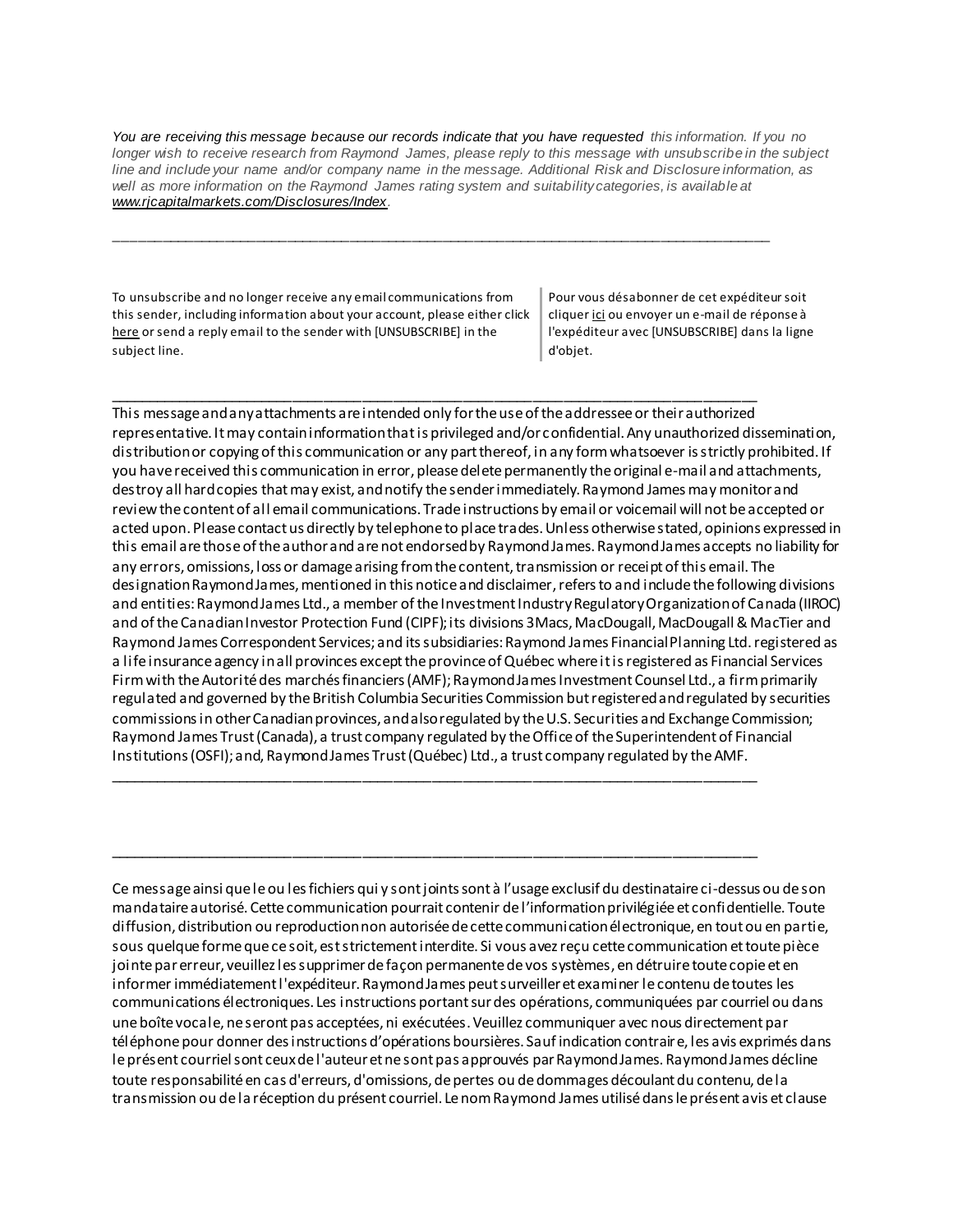*You are receiving this message because our records indicate that you have requested this information. If you no longer wish to receive research from Raymond James, please reply to this message with unsubscribe in the subject line and include your name and/or company name in the message. Additional Risk and Disclosure information, as well as more information on the Raymond James rating system and suitability categories, is available at [www.rjcapitalmarkets.com/Disclosures/Index](www.rjcapitalmarkets.com/Disclosures/Index).*

---

To unsubscribe and no longer receive any email communications from this sender, including information about your account, please either click here or send a reply email to the sender with [UNSUBSCRIBE] in the subject line.

Pour vous désabonner de cet expéditeur soit cliquer ici ou envoyer un e-mail de réponse à l'expéditeur avec [UNSUBSCRIBE] dans la ligne d'objet.

---

This message and any attachments are intended only for the use of the addressee or their authorized representative. It may contain information that is privileged and/or confidential. Any unauthorized dissemination, distribution or copying of this communication or any part thereof, in any form whatsoever is strictly prohibited. If you have received this communication in error, please delete permanently the original e-mail and attachments, destroy all hard copies that may exist, and notify the sender immediately. Raymond James may monitor and review the content of all email communications. Trade instructions by email or voicemail will not be accepted or acted upon. Please contact us directly by telephone to place trades. Unless otherwise stated, opinions expressed in this email are those of the author and are not endorsed by Raymond James. Raymond James accepts no liability for any errors, omissions, loss or damage arising from the content, transmission or receipt of this email. The designation Raymond James, mentioned in this notice and disclaimer, refers to and include the following divisions and entities: Raymond James Ltd., a member of the Investment Industry Regulatory Organization of Canada (IIROC) and of the Canadian Investor Protection Fund (CIPF); its divisions 3Macs, MacDougall, MacDougall & MacTier and Raymond James Correspondent Services; and its subsidiaries: Raymond James Financial Planning Ltd. registered as a life insurance agency in all provinces except the province of Québec where it is registered as Financial Services Firm with the Autorité des marchés financiers (AMF); Raymond James Investment Counsel Ltd., a firm primarily regulated and governed by the British Columbia Securities Commission but registered and regulated by securities commissions in other Canadian provinces, and also regulated by the U.S. Securities and Exchange Commission; Raymond James Trust (Canada), a trust company regulated by the Office of the Superintendent of Financial Institutions (OSFI); and, Raymond James Trust (Québec) Ltd., a trust company regulated by the AMF.

---

---

Ce message ainsi que le ou les fichiers qui y sont joints sont à l'usage exclusif du destinataire ci-dessus ou de son mandataire autorisé. Cette communication pourrait contenir de l'information privilégiée et confidentielle. Toute diffusion, distribution ou reproduction non autorisée de cette communication électronique, en tout ou en partie, sous quelque forme que ce soit, est strictement interdite. Si vous avez reçu cette communication et toute pièce jointe par erreur, veuillez les supprimer de façon permanente de vos systèmes, en détruire toute copie et en informer immédiatement l'expéditeur. Raymond James peut surveiller et examiner le contenu de toutes les communications électroniques. Les instructions portant sur des opérations, communiquées par courriel ou dans une boîte vocale, ne seront pas acceptées, ni exécutées. Veuillez communiquer avec nous directement par téléphone pour donner des instructions d'opérations boursières. Sauf indication contraire, les avis exprimés dans le présent courriel sont ceux de l'auteur et ne sont pas approuvés par Raymond James. Raymond James décline toute responsabilité en cas d'erreurs, d'omissions, de pertes ou de dommages découlant du contenu, de la transmission ou de la réception du présent courriel. Le nom Raymond James utilisé dans le présent avis et clause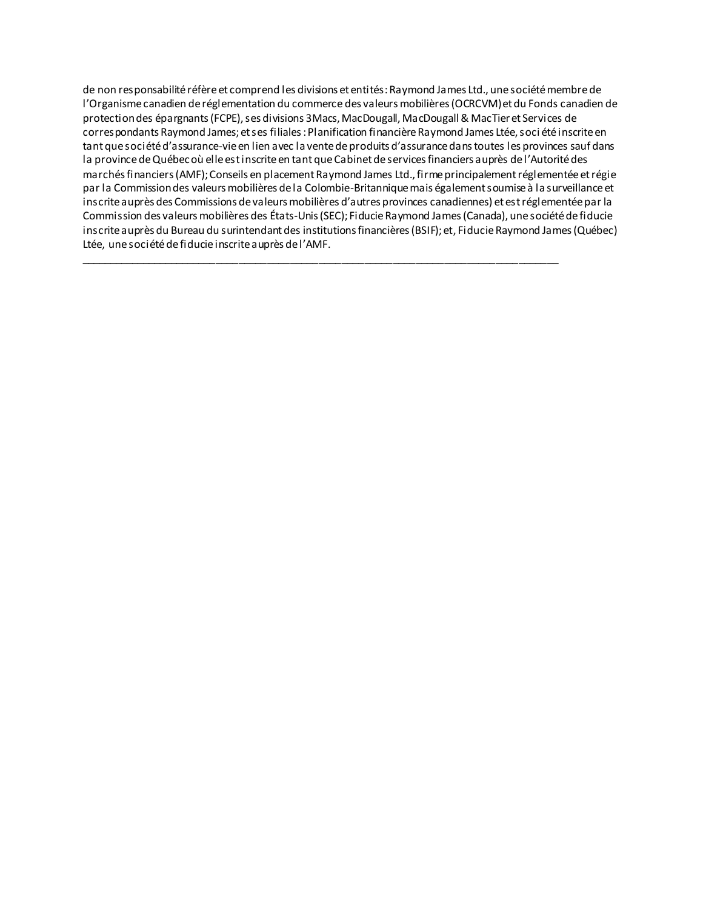de non responsabilité réfère et comprend les divisions et entités : Raymond James Ltd., une société membre de l'Organisme canadien de réglementation du commerce des valeurs mobilières (OCRCVM) et du Fonds canadien de protection des épargnants (FCPE), ses divisions 3Macs, MacDougall, MacDougall & MacTier et Services de correspondants Raymond James; et ses filiales : Planification financière Raymond James Ltée, société inscrite en tant que société d'assurance-vie en lien avec la vente de produits d'assurance dans toutes les provinces sauf dans la province de Québec où elle est inscrite en tant que Cabinet de services financiers auprès de l'Autorité des marchés financiers (AMF); Conseils en placement Raymond James Ltd., firme principalement réglementée et régie par la Commission des valeurs mobilières de la Colombie-Britannique mais également soumise à la surveillance et inscrite auprès des Commissions de valeurs mobilières d'autres provinces canadiennes) et est réglementée par la Commission des valeurs mobilières des États-Unis (SEC); Fiducie Raymond James (Canada), une société de fiducie inscrite auprès du Bureau du surintendant des institutions financières (BSIF); et, Fiducie Raymond James (Québec) Ltée, une société de fiducie inscrite auprès de l'AMF.

---